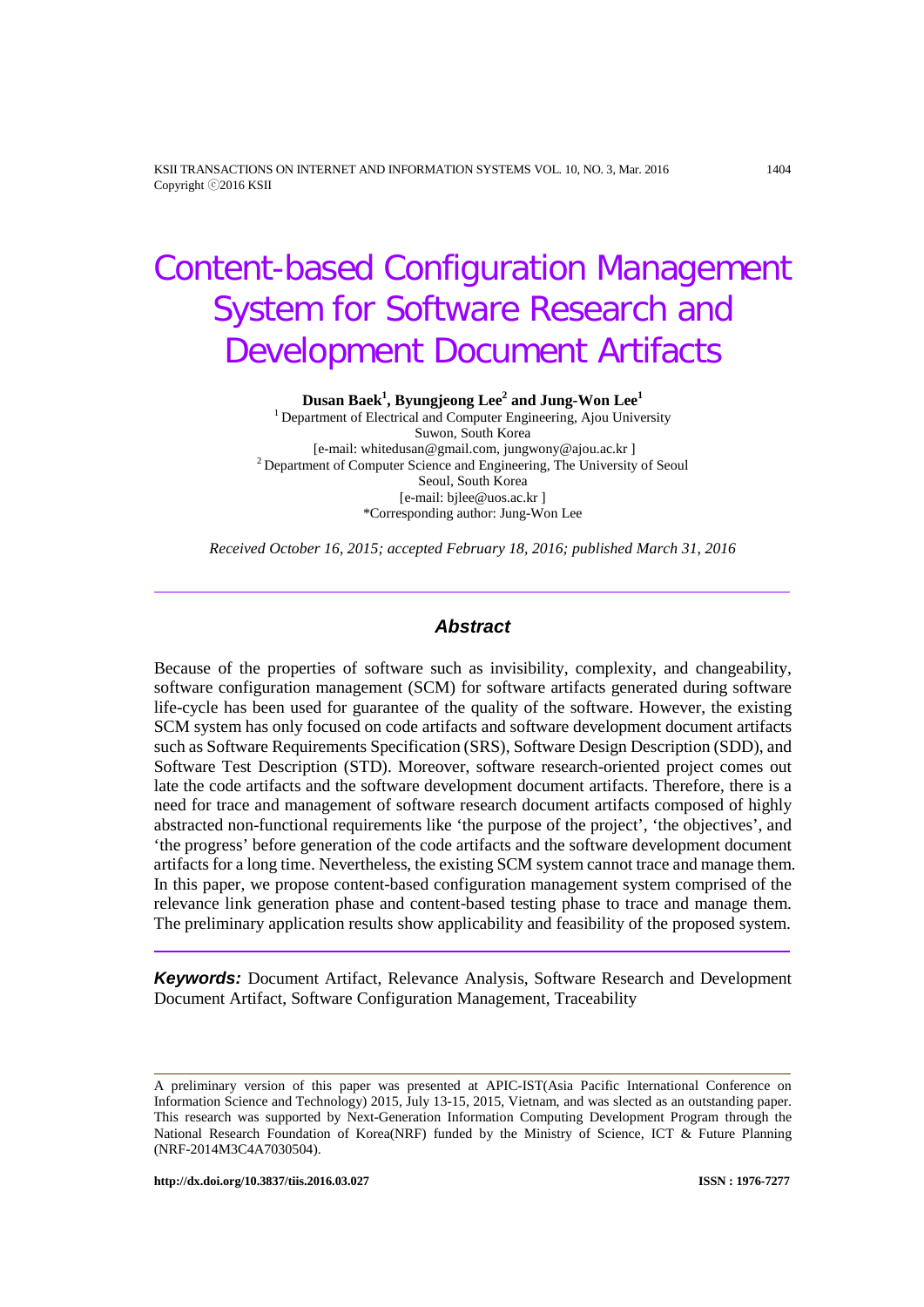# Content-based Configuration Management System for Software Research and Development Document Artifacts

**Dusan Baek[1], Byungjeong Lee[2] and Jung-Won Lee[1]**

[1] Department of Electrical and Computer Engineering, Ajou University
Suwon, South Korea
[e-mail: whitedusan@gmail.com, jungwony@ajou.ac.kr ]
[2] Department of Computer Science and Engineering, The University of Seoul
Seoul, South Korea
[e-mail: bjlee@uos.ac.kr ]
*Corresponding author: Jung-Won Lee

*Received October 16, 2015; accepted February 18, 2016; published March 31, 2016*

---

## *Abstract*

Because of the properties of software such as invisibility, complexity, and changeability, software configuration management (SCM) for software artifacts generated during software life-cycle has been used for guarantee of the quality of the software. However, the existing SCM system has only focused on code artifacts and software development document artifacts such as Software Requirements Specification (SRS), Software Design Description (SDD), and Software Test Description (STD). Moreover, software research-oriented project comes out late the code artifacts and the software development document artifacts. Therefore, there is a need for trace and management of software research document artifacts composed of highly abstracted non-functional requirements like 'the purpose of the project', 'the objectives', and 'the progress' before generation of the code artifacts and the software development document artifacts for a long time. Nevertheless, the existing SCM system cannot trace and manage them. In this paper, we propose content-based configuration management system comprised of the relevance link generation phase and content-based testing phase to trace and manage them. The preliminary application results show applicability and feasibility of the proposed system.

---

***Keywords:*** Document Artifact, Relevance Analysis, Software Research and Development Document Artifact, Software Configuration Management, Traceability

---

A preliminary version of this paper was presented at APIC-IST(Asia Pacific International Conference on Information Science and Technology) 2015, July 13-15, 2015, Vietnam, and was slected as an outstanding paper. This research was supported by Next-Generation Information Computing Development Program through the National Research Foundation of Korea(NRF) funded by the Ministry of Science, ICT & Future Planning (NRF-2014M3C4A7030504).

**http://dx.doi.org/10.3837/tiis.2016.03.027** **ISSN : 1976-7277**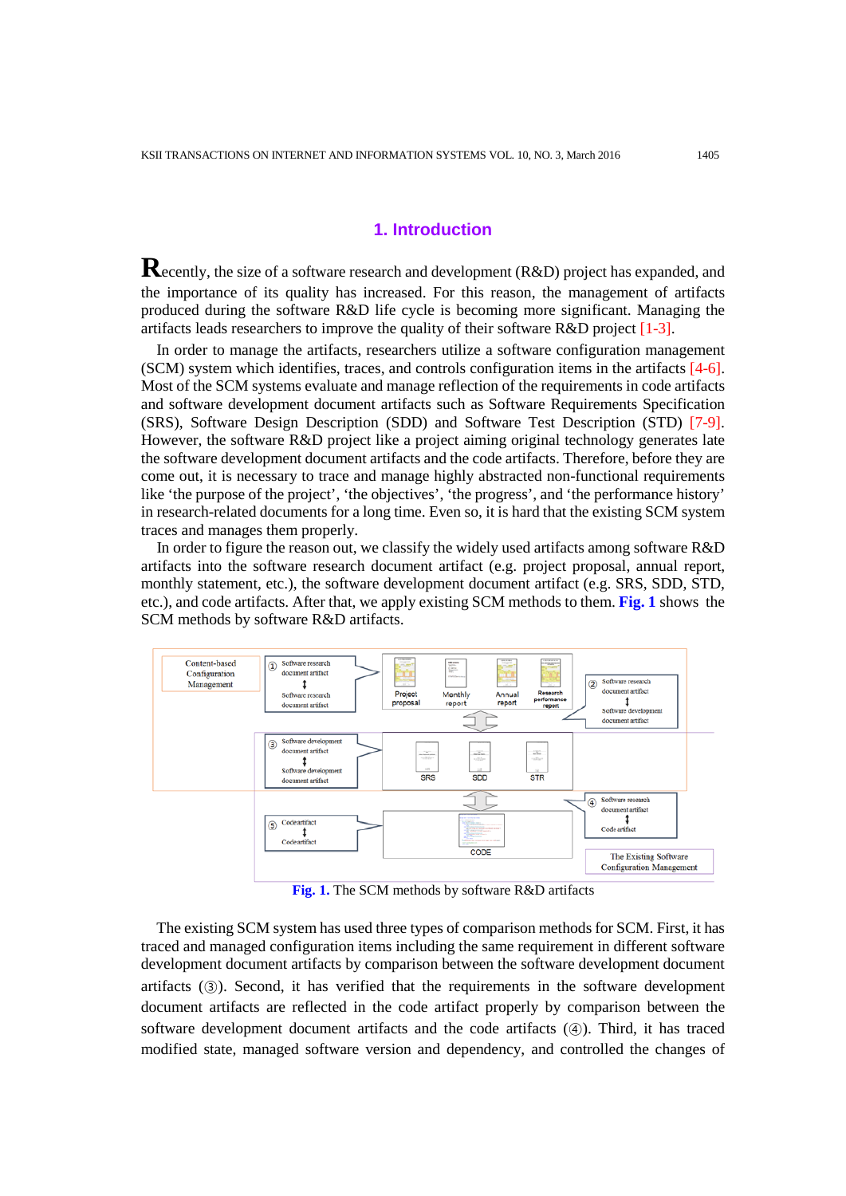## 1. Introduction

Recently, the size of a software research and development (R&D) project has expanded, and the importance of its quality has increased. For this reason, the management of artifacts produced during the software R&D life cycle is becoming more significant. Managing the artifacts leads researchers to improve the quality of their software R&D project [1-3].

In order to manage the artifacts, researchers utilize a software configuration management (SCM) system which identifies, traces, and controls configuration items in the artifacts [4-6]. Most of the SCM systems evaluate and manage reflection of the requirements in code artifacts and software development document artifacts such as Software Requirements Specification (SRS), Software Design Description (SDD) and Software Test Description (STD) [7-9]. However, the software R&D project like a project aiming original technology generates late the software development document artifacts and the code artifacts. Therefore, before they are come out, it is necessary to trace and manage highly abstracted non-functional requirements like 'the purpose of the project', 'the objectives', 'the progress', and 'the performance history' in research-related documents for a long time. Even so, it is hard that the existing SCM system traces and manages them properly.

In order to figure the reason out, we classify the widely used artifacts among software R&D artifacts into the software research document artifact (e.g. project proposal, annual report, monthly statement, etc.), the software development document artifact (e.g. SRS, SDD, STD, etc.), and code artifacts. After that, we apply existing SCM methods to them. **Fig. 1** shows the SCM methods by software R&D artifacts.

**Fig. 1.** The SCM methods by software R&D artifacts

The existing SCM system has used three types of comparison methods for SCM. First, it has traced and managed configuration items including the same requirement in different software development document artifacts by comparison between the software development document artifacts (③). Second, it has verified that the requirements in the software development document artifacts are reflected in the code artifact properly by comparison between the software development document artifacts and the code artifacts (④). Third, it has traced modified state, managed software version and dependency, and controlled the changes of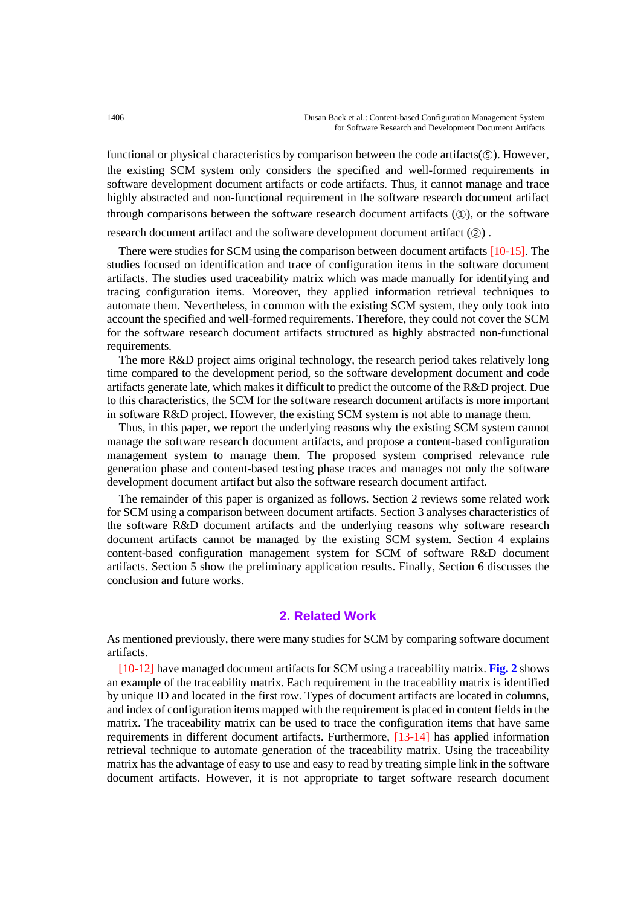functional or physical characteristics by comparison between the code artifacts(⑤). However, the existing SCM system only considers the specified and well-formed requirements in software development document artifacts or code artifacts. Thus, it cannot manage and trace highly abstracted and non-functional requirement in the software research document artifact through comparisons between the software research document artifacts (①), or the software research document artifact and the software development document artifact (②) .

There were studies for SCM using the comparison between document artifacts [10-15]. The studies focused on identification and trace of configuration items in the software document artifacts. The studies used traceability matrix which was made manually for identifying and tracing configuration items. Moreover, they applied information retrieval techniques to automate them. Nevertheless, in common with the existing SCM system, they only took into account the specified and well-formed requirements. Therefore, they could not cover the SCM for the software research document artifacts structured as highly abstracted non-functional requirements.

The more R&D project aims original technology, the research period takes relatively long time compared to the development period, so the software development document and code artifacts generate late, which makes it difficult to predict the outcome of the R&D project. Due to this characteristics, the SCM for the software research document artifacts is more important in software R&D project. However, the existing SCM system is not able to manage them.

Thus, in this paper, we report the underlying reasons why the existing SCM system cannot manage the software research document artifacts, and propose a content-based configuration management system to manage them. The proposed system comprised relevance rule generation phase and content-based testing phase traces and manages not only the software development document artifact but also the software research document artifact.

The remainder of this paper is organized as follows. Section 2 reviews some related work for SCM using a comparison between document artifacts. Section 3 analyses characteristics of the software R&D document artifacts and the underlying reasons why software research document artifacts cannot be managed by the existing SCM system. Section 4 explains content-based configuration management system for SCM of software R&D document artifacts. Section 5 show the preliminary application results. Finally, Section 6 discusses the conclusion and future works.

## 2. Related Work

As mentioned previously, there were many studies for SCM by comparing software document artifacts.

[10-12] have managed document artifacts for SCM using a traceability matrix. **Fig. 2** shows an example of the traceability matrix. Each requirement in the traceability matrix is identified by unique ID and located in the first row. Types of document artifacts are located in columns, and index of configuration items mapped with the requirement is placed in content fields in the matrix. The traceability matrix can be used to trace the configuration items that have same requirements in different document artifacts. Furthermore, [13-14] has applied information retrieval technique to automate generation of the traceability matrix. Using the traceability matrix has the advantage of easy to use and easy to read by treating simple link in the software document artifacts. However, it is not appropriate to target software research document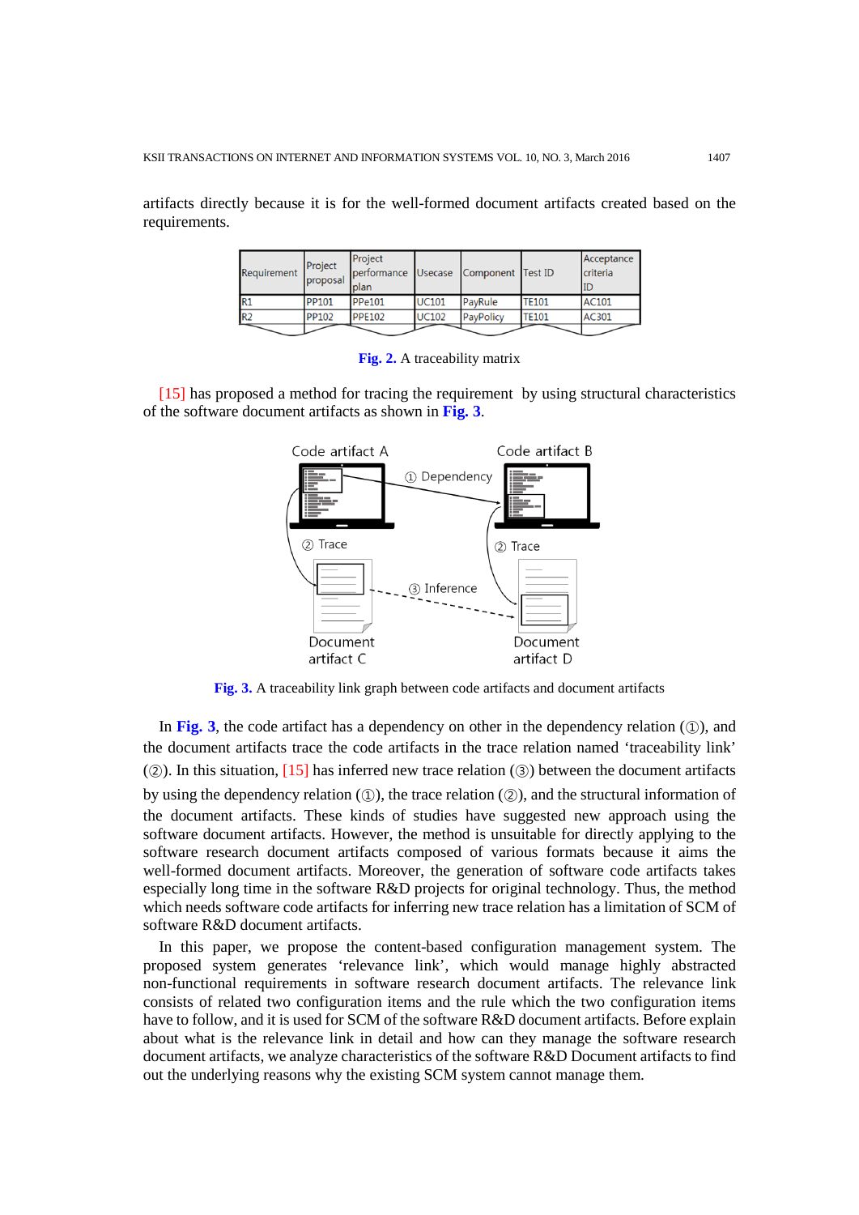artifacts directly because it is for the well-formed document artifacts created based on the requirements.

| Requirement | Project proposal | Project performance plan | Usecase | Component | Test ID | Acceptance criteria ID |
|---|---|---|---|---|---|---|
| R1 | PP101 | PPe101 | UC101 | PayRule | TE101 | AC101 |
| R2 | PP102 | PPE102 | UC102 | PayPolicy | TE101 | AC301 |

**Fig. 2.** A traceability matrix

[15] has proposed a method for tracing the requirement by using structural characteristics of the software document artifacts as shown in **Fig. 3**.

**Fig. 3.** A traceability link graph between code artifacts and document artifacts

In **Fig. 3**, the code artifact has a dependency on other in the dependency relation (①), and the document artifacts trace the code artifacts in the trace relation named 'traceability link' (②). In this situation, [15] has inferred new trace relation (③) between the document artifacts by using the dependency relation (①), the trace relation (②), and the structural information of the document artifacts. These kinds of studies have suggested new approach using the software document artifacts. However, the method is unsuitable for directly applying to the software research document artifacts composed of various formats because it aims the well-formed document artifacts. Moreover, the generation of software code artifacts takes especially long time in the software R&D projects for original technology. Thus, the method which needs software code artifacts for inferring new trace relation has a limitation of SCM of software R&D document artifacts.

In this paper, we propose the content-based configuration management system. The proposed system generates 'relevance link', which would manage highly abstracted non-functional requirements in software research document artifacts. The relevance link consists of related two configuration items and the rule which the two configuration items have to follow, and it is used for SCM of the software R&D document artifacts. Before explain about what is the relevance link in detail and how can they manage the software research document artifacts, we analyze characteristics of the software R&D Document artifacts to find out the underlying reasons why the existing SCM system cannot manage them.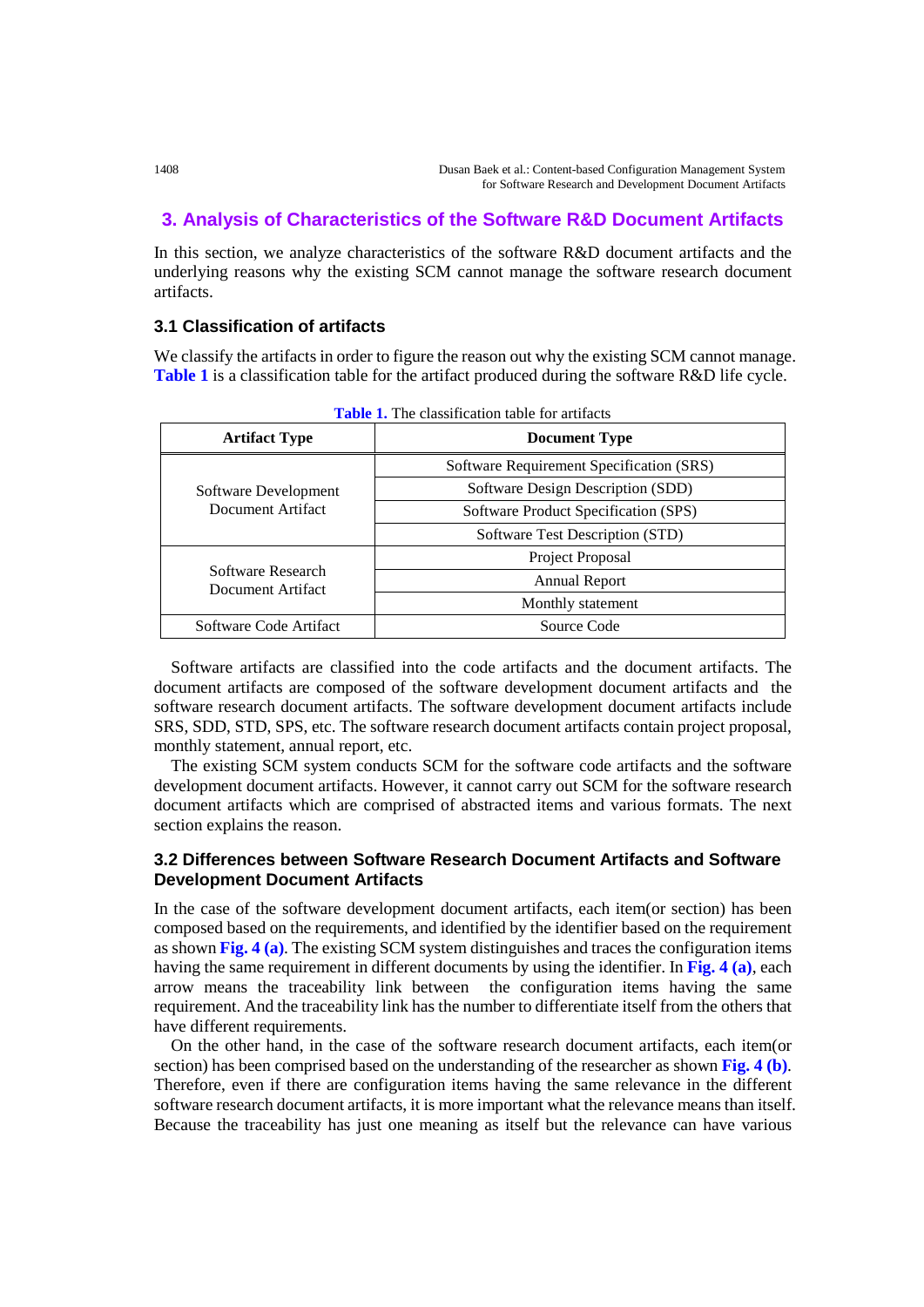## 3. Analysis of Characteristics of the Software R&D Document Artifacts

In this section, we analyze characteristics of the software R&D document artifacts and the underlying reasons why the existing SCM cannot manage the software research document artifacts.

### 3.1 Classification of artifacts

We classify the artifacts in order to figure the reason out why the existing SCM cannot manage. **Table 1** is a classification table for the artifact produced during the software R&D life cycle.

**Table 1.** The classification table for artifacts

| Artifact Type | Document Type |
|---|---|
| Software Development Document Artifact | Software Requirement Specification (SRS) |
| | Software Design Description (SDD) |
| | Software Product Specification (SPS) |
| | Software Test Description (STD) |
| Software Research Document Artifact | Project Proposal |
| | Annual Report |
| | Monthly statement |
| Software Code Artifact | Source Code |

Software artifacts are classified into the code artifacts and the document artifacts. The document artifacts are composed of the software development document artifacts and the software research document artifacts. The software development document artifacts include SRS, SDD, STD, SPS, etc. The software research document artifacts contain project proposal, monthly statement, annual report, etc.

The existing SCM system conducts SCM for the software code artifacts and the software development document artifacts. However, it cannot carry out SCM for the software research document artifacts which are comprised of abstracted items and various formats. The next section explains the reason.

### 3.2 Differences between Software Research Document Artifacts and Software Development Document Artifacts

In the case of the software development document artifacts, each item(or section) has been composed based on the requirements, and identified by the identifier based on the requirement as shown **Fig. 4 (a)**. The existing SCM system distinguishes and traces the configuration items having the same requirement in different documents by using the identifier. In **Fig. 4 (a)**, each arrow means the traceability link between the configuration items having the same requirement. And the traceability link has the number to differentiate itself from the others that have different requirements.

On the other hand, in the case of the software research document artifacts, each item(or section) has been comprised based on the understanding of the researcher as shown **Fig. 4 (b)**. Therefore, even if there are configuration items having the same relevance in the different software research document artifacts, it is more important what the relevance means than itself. Because the traceability has just one meaning as itself but the relevance can have various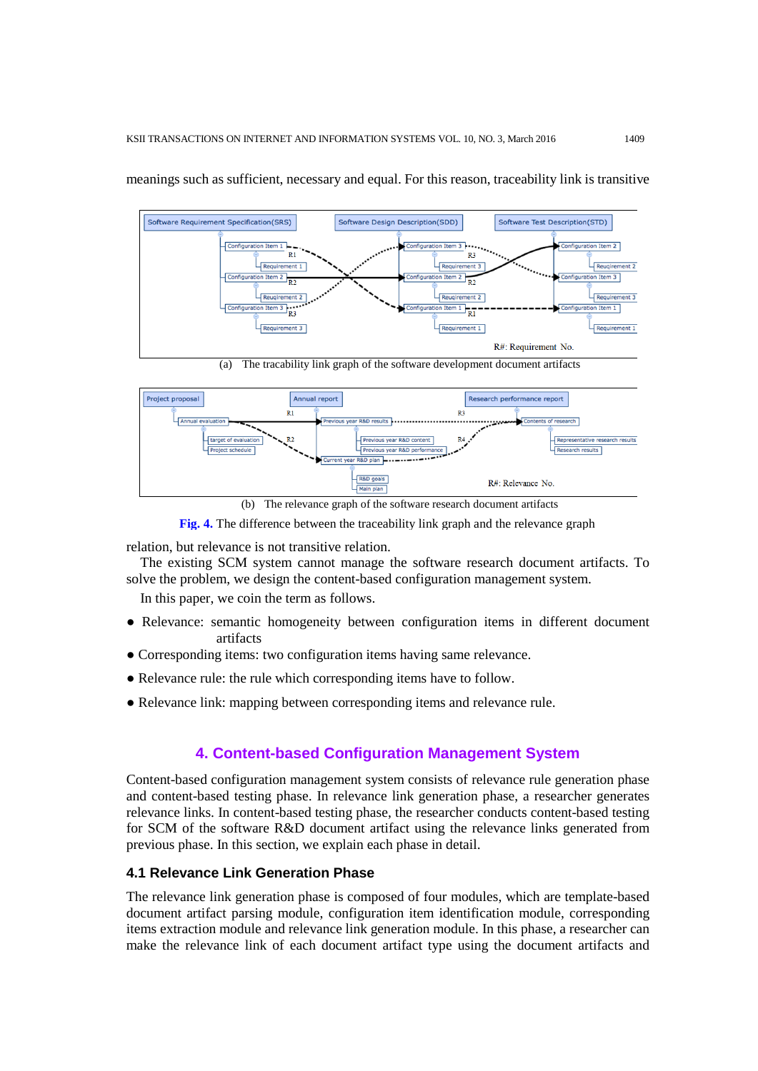meanings such as sufficient, necessary and equal. For this reason, traceability link is transitive

(a) The tracability link graph of the software development document artifacts

(b) The relevance graph of the software research document artifacts

**Fig. 4.** The difference between the traceability link graph and the relevance graph

relation, but relevance is not transitive relation.

The existing SCM system cannot manage the software research document artifacts. To solve the problem, we design the content-based configuration management system.

In this paper, we coin the term as follows.

- Relevance: semantic homogeneity between configuration items in different document artifacts
- Corresponding items: two configuration items having same relevance.
- Relevance rule: the rule which corresponding items have to follow.
- Relevance link: mapping between corresponding items and relevance rule.

## 4. Content-based Configuration Management System

Content-based configuration management system consists of relevance rule generation phase and content-based testing phase. In relevance link generation phase, a researcher generates relevance links. In content-based testing phase, the researcher conducts content-based testing for SCM of the software R&D document artifact using the relevance links generated from previous phase. In this section, we explain each phase in detail.

### 4.1 Relevance Link Generation Phase

The relevance link generation phase is composed of four modules, which are template-based document artifact parsing module, configuration item identification module, corresponding items extraction module and relevance link generation module. In this phase, a researcher can make the relevance link of each document artifact type using the document artifacts and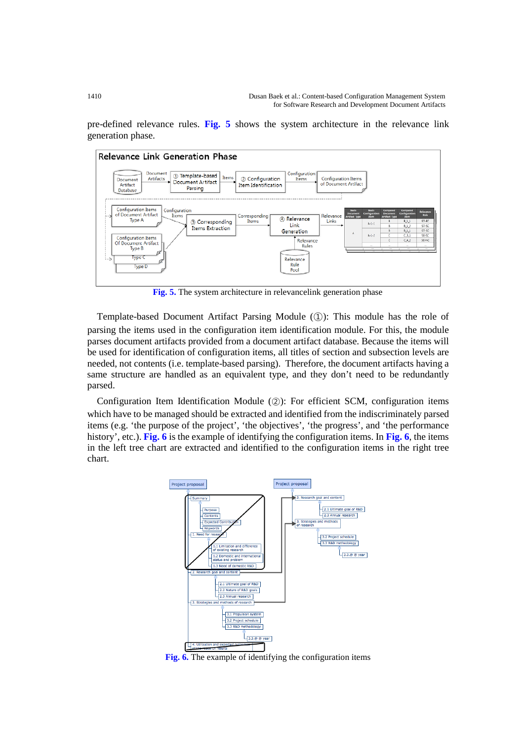pre-defined relevance rules. **Fig. 5** shows the system architecture in the relevance link generation phase.

Fig. 5. The system architecture in relevancelink generation phase

Template-based Document Artifact Parsing Module (①): This module has the role of parsing the items used in the configuration item identification module. For this, the module parses document artifacts provided from a document artifact database. Because the items will be used for identification of configuration items, all titles of section and subsection levels are needed, not contents (i.e. template-based parsing). Therefore, the document artifacts having a same structure are handled as an equivalent type, and they don't need to be redundantly parsed.

Configuration Item Identification Module (②): For efficient SCM, configuration items which have to be managed should be extracted and identified from the indiscriminately parsed items (e.g. 'the purpose of the project', 'the objectives', 'the progress', and 'the performance history', etc.). **Fig. 6** is the example of identifying the configuration items. In **Fig. 6**, the items in the left tree chart are extracted and identified to the configuration items in the right tree chart.

Fig. 6. The example of identifying the configuration items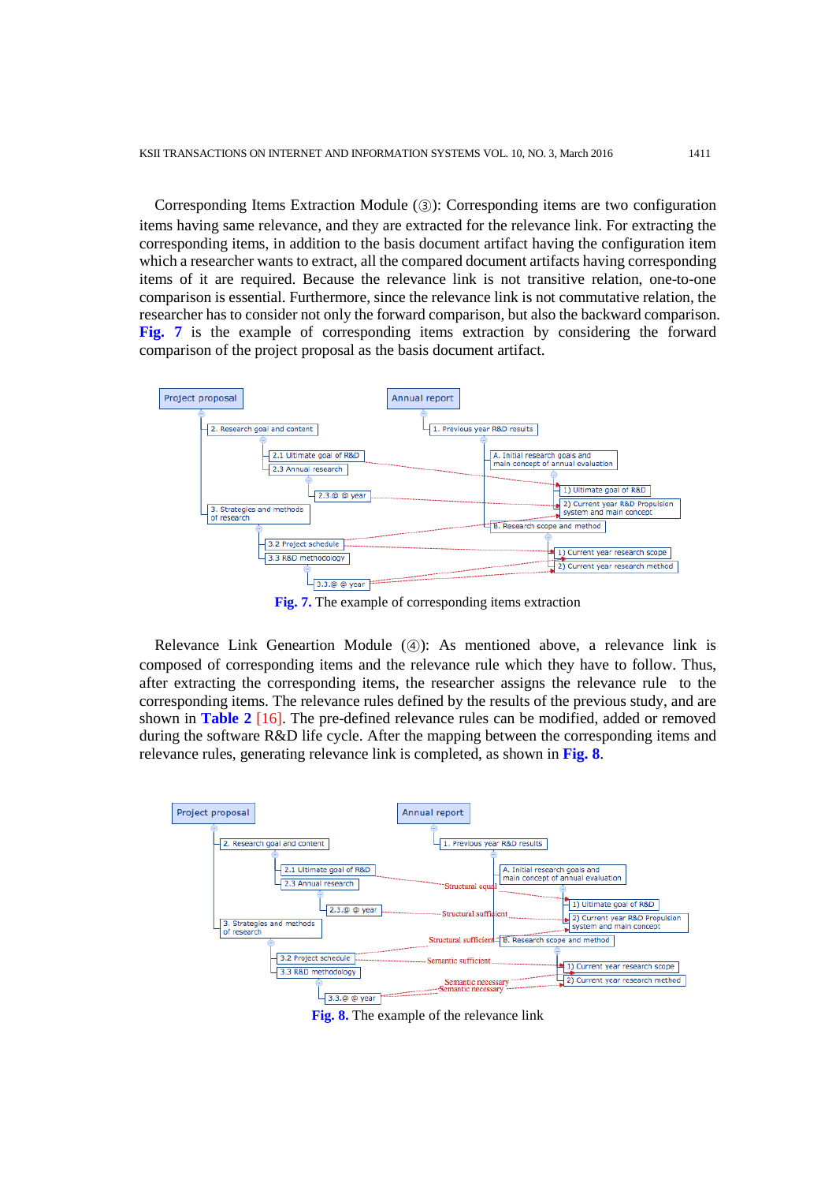Corresponding Items Extraction Module (③): Corresponding items are two configuration items having same relevance, and they are extracted for the relevance link. For extracting the corresponding items, in addition to the basis document artifact having the configuration item which a researcher wants to extract, all the compared document artifacts having corresponding items of it are required. Because the relevance link is not transitive relation, one-to-one comparison is essential. Furthermore, since the relevance link is not commutative relation, the researcher has to consider not only the forward comparison, but also the backward comparison. **Fig. 7** is the example of corresponding items extraction by considering the forward comparison of the project proposal as the basis document artifact.

**Fig. 7.** The example of corresponding items extraction

Relevance Link Geneartion Module (④): As mentioned above, a relevance link is composed of corresponding items and the relevance rule which they have to follow. Thus, after extracting the corresponding items, the researcher assigns the relevance rule to the corresponding items. The relevance rules defined by the results of the previous study, and are shown in **Table 2** [16]. The pre-defined relevance rules can be modified, added or removed during the software R&D life cycle. After the mapping between the corresponding items and relevance rules, generating relevance link is completed, as shown in **Fig. 8**.

**Fig. 8.** The example of the relevance link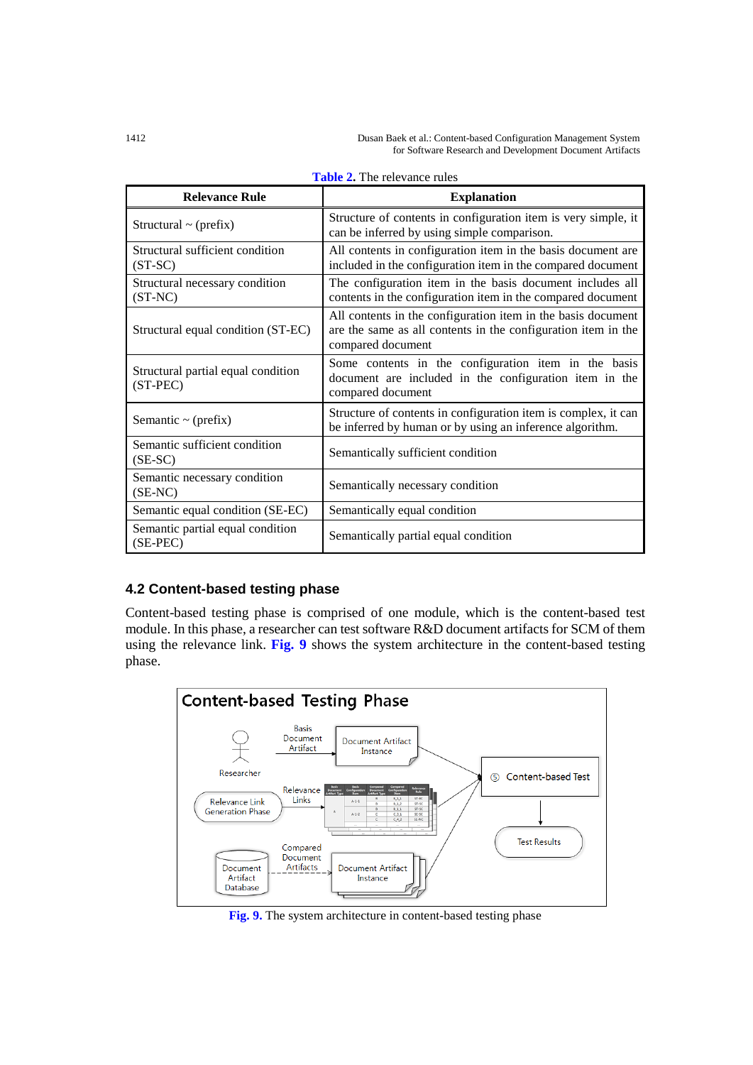**Table 2.** The relevance rules

| Relevance Rule | Explanation |
|---|---|
| Structural ~ (prefix) | Structure of contents in configuration item is very simple, it can be inferred by using simple comparison. |
| Structural sufficient condition (ST-SC) | All contents in configuration item in the basis document are included in the configuration item in the compared document |
| Structural necessary condition (ST-NC) | The configuration item in the basis document includes all contents in the configuration item in the compared document |
| Structural equal condition (ST-EC) | All contents in the configuration item in the basis document are the same as all contents in the configuration item in the compared document |
| Structural partial equal condition (ST-PEC) | Some contents in the configuration item in the basis document are included in the configuration item in the compared document |
| Semantic ~ (prefix) | Structure of contents in configuration item is complex, it can be inferred by human or by using an inference algorithm. |
| Semantic sufficient condition (SE-SC) | Semantically sufficient condition |
| Semantic necessary condition (SE-NC) | Semantically necessary condition |
| Semantic equal condition (SE-EC) | Semantically equal condition |
| Semantic partial equal condition (SE-PEC) | Semantically partial equal condition |

### 4.2 Content-based testing phase

Content-based testing phase is comprised of one module, which is the content-based test module. In this phase, a researcher can test software R&D document artifacts for SCM of them using the relevance link. **Fig. 9** shows the system architecture in the content-based testing phase.

**Fig. 9.** The system architecture in content-based testing phase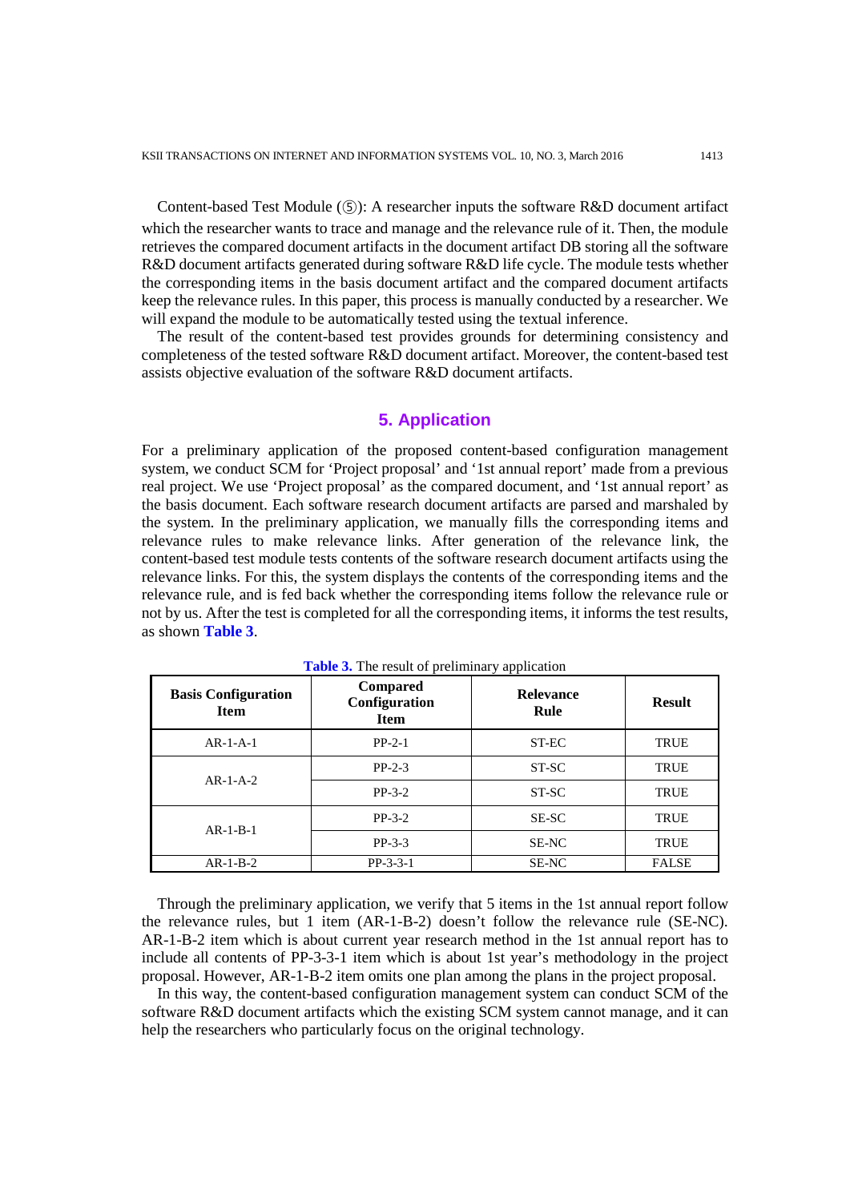Content-based Test Module (⑤): A researcher inputs the software R&D document artifact which the researcher wants to trace and manage and the relevance rule of it. Then, the module retrieves the compared document artifacts in the document artifact DB storing all the software R&D document artifacts generated during software R&D life cycle. The module tests whether the corresponding items in the basis document artifact and the compared document artifacts keep the relevance rules. In this paper, this process is manually conducted by a researcher. We will expand the module to be automatically tested using the textual inference.

The result of the content-based test provides grounds for determining consistency and completeness of the tested software R&D document artifact. Moreover, the content-based test assists objective evaluation of the software R&D document artifacts.

## 5. Application

For a preliminary application of the proposed content-based configuration management system, we conduct SCM for 'Project proposal' and '1st annual report' made from a previous real project. We use 'Project proposal' as the compared document, and '1st annual report' as the basis document. Each software research document artifacts are parsed and marshaled by the system. In the preliminary application, we manually fills the corresponding items and relevance rules to make relevance links. After generation of the relevance link, the content-based test module tests contents of the software research document artifacts using the relevance links. For this, the system displays the contents of the corresponding items and the relevance rule, and is fed back whether the corresponding items follow the relevance rule or not by us. After the test is completed for all the corresponding items, it informs the test results, as shown **Table 3**.

**Table 3.** The result of preliminary application

| Basis Configuration Item | Compared Configuration Item | Relevance Rule | Result |
|---|---|---|---|
| AR-1-A-1 | PP-2-1 | ST-EC | TRUE |
| AR-1-A-2 | PP-2-3 | ST-SC | TRUE |
| | PP-3-2 | ST-SC | TRUE |
| AR-1-B-1 | PP-3-2 | SE-SC | TRUE |
| | PP-3-3 | SE-NC | TRUE |
| AR-1-B-2 | PP-3-3-1 | SE-NC | FALSE |

Through the preliminary application, we verify that 5 items in the 1st annual report follow the relevance rules, but 1 item (AR-1-B-2) doesn't follow the relevance rule (SE-NC). AR-1-B-2 item which is about current year research method in the 1st annual report has to include all contents of PP-3-3-1 item which is about 1st year's methodology in the project proposal. However, AR-1-B-2 item omits one plan among the plans in the project proposal.

In this way, the content-based configuration management system can conduct SCM of the software R&D document artifacts which the existing SCM system cannot manage, and it can help the researchers who particularly focus on the original technology.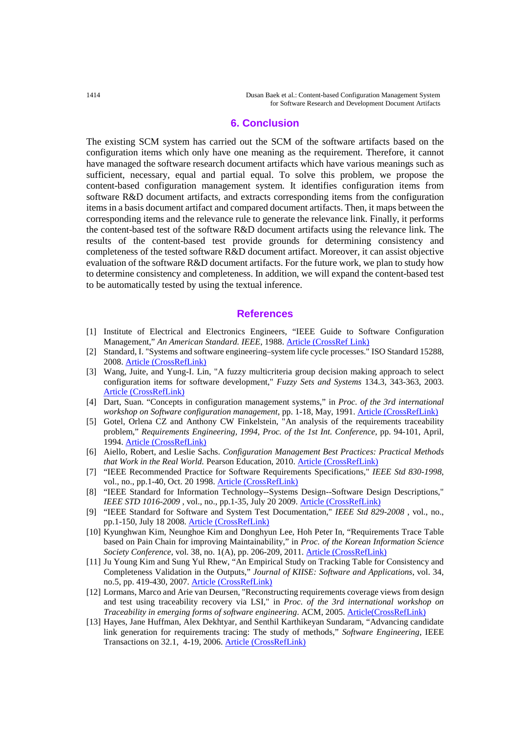## 6. Conclusion

The existing SCM system has carried out the SCM of the software artifacts based on the configuration items which only have one meaning as the requirement. Therefore, it cannot have managed the software research document artifacts which have various meanings such as sufficient, necessary, equal and partial equal. To solve this problem, we propose the content-based configuration management system. It identifies configuration items from software R&D document artifacts, and extracts corresponding items from the configuration items in a basis document artifact and compared document artifacts. Then, it maps between the corresponding items and the relevance rule to generate the relevance link. Finally, it performs the content-based test of the software R&D document artifacts using the relevance link. The results of the content-based test provide grounds for determining consistency and completeness of the tested software R&D document artifact. Moreover, it can assist objective evaluation of the software R&D document artifacts. For the future work, we plan to study how to determine consistency and completeness. In addition, we will expand the content-based test to be automatically tested by using the textual inference.

## References

[1] Institute of Electrical and Electronics Engineers, "IEEE Guide to Software Configuration Management," *An American Standard. IEEE*, 1988. Article (CrossRef Link)

[2] Standard, I. "Systems and software engineering–system life cycle processes." ISO Standard 15288, 2008. Article (CrossRefLink)

[3] Wang, Juite, and Yung-I. Lin, "A fuzzy multicriteria group decision making approach to select configuration items for software development," *Fuzzy Sets and Systems* 134.3, 343-363, 2003. Article (CrossRefLink)

[4] Dart, Suan. "Concepts in configuration management systems," in *Proc. of the 3rd international workshop on Software configuration management*, pp. 1-18, May, 1991. Article (CrossRefLink)

[5] Gotel, Orlena CZ and Anthony CW Finkelstein, "An analysis of the requirements traceability problem," *Requirements Engineering, 1994, Proc. of the 1st Int. Conference*, pp. 94-101, April, 1994. Article (CrossRefLink)

[6] Aiello, Robert, and Leslie Sachs. *Configuration Management Best Practices: Practical Methods that Work in the Real World.* Pearson Education, 2010. Article (CrossRefLink)

[7] "IEEE Recommended Practice for Software Requirements Specifications," *IEEE Std 830-1998*, vol., no., pp.1-40, Oct. 20 1998. Article (CrossRefLink)

[8] "IEEE Standard for Information Technology--Systems Design--Software Design Descriptions," *IEEE STD 1016-2009* , vol., no., pp.1-35, July 20 2009. Article (CrossRefLink)

[9] "IEEE Standard for Software and System Test Documentation," *IEEE Std 829-2008* , vol., no., pp.1-150, July 18 2008. Article (CrossRefLink)

[10] Kyunghwan Kim, Neunghoe Kim and Donghyun Lee, Hoh Peter In, "Requirements Trace Table based on Pain Chain for improving Maintainability," in *Proc. of the Korean Information Science Society Conference*, vol. 38, no. 1(A), pp. 206-209, 2011. Article (CrossRefLink)

[11] Ju Young Kim and Sung Yul Rhew, "An Empirical Study on Tracking Table for Consistency and Completeness Validation in the Outputs," *Journal of KIISE: Software and Applications*, vol. 34, no.5, pp. 419-430, 2007. Article (CrossRefLink)

[12] Lormans, Marco and Arie van Deursen, "Reconstructing requirements coverage views from design and test using traceability recovery via LSI," in *Proc. of the 3rd international workshop on Traceability in emerging forms of software engineering*. ACM, 2005. Article(CrossRefLink)

[13] Hayes, Jane Huffman, Alex Dekhtyar, and Senthil Karthikeyan Sundaram, "Advancing candidate link generation for requirements tracing: The study of methods," *Software Engineering*, IEEE Transactions on 32.1, 4-19, 2006. Article (CrossRefLink)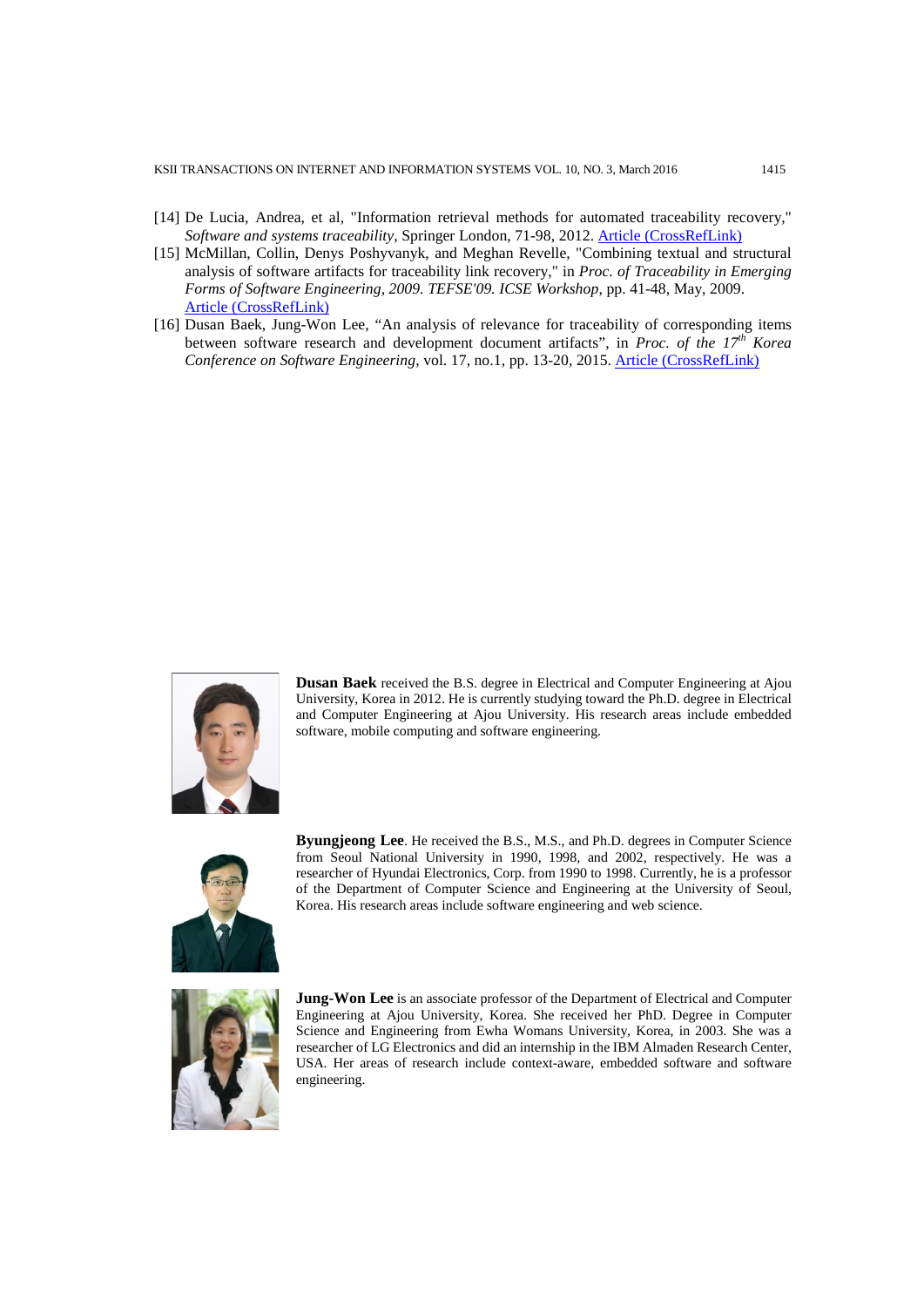[14] De Lucia, Andrea, et al, "Information retrieval methods for automated traceability recovery," *Software and systems traceability*, Springer London, 71-98, 2012. Article (CrossRefLink)

[15] McMillan, Collin, Denys Poshyvanyk, and Meghan Revelle, "Combining textual and structural analysis of software artifacts for traceability link recovery," in *Proc. of Traceability in Emerging Forms of Software Engineering, 2009. TEFSE'09. ICSE Workshop*, pp. 41-48, May, 2009. Article (CrossRefLink)

[16] Dusan Baek, Jung-Won Lee, "An analysis of relevance for traceability of corresponding items between software research and development document artifacts", in *Proc. of the 17th Korea Conference on Software Engineering*, vol. 17, no.1, pp. 13-20, 2015. Article (CrossRefLink)

**Dusan Baek** received the B.S. degree in Electrical and Computer Engineering at Ajou University, Korea in 2012. He is currently studying toward the Ph.D. degree in Electrical and Computer Engineering at Ajou University. His research areas include embedded software, mobile computing and software engineering.

**Byungjeong Lee**. He received the B.S., M.S., and Ph.D. degrees in Computer Science from Seoul National University in 1990, 1998, and 2002, respectively. He was a researcher of Hyundai Electronics, Corp. from 1990 to 1998. Currently, he is a professor of the Department of Computer Science and Engineering at the University of Seoul, Korea. His research areas include software engineering and web science.

**Jung-Won Lee** is an associate professor of the Department of Electrical and Computer Engineering at Ajou University, Korea. She received her PhD. Degree in Computer Science and Engineering from Ewha Womans University, Korea, in 2003. She was a researcher of LG Electronics and did an internship in the IBM Almaden Research Center, USA. Her areas of research include context-aware, embedded software and software engineering.